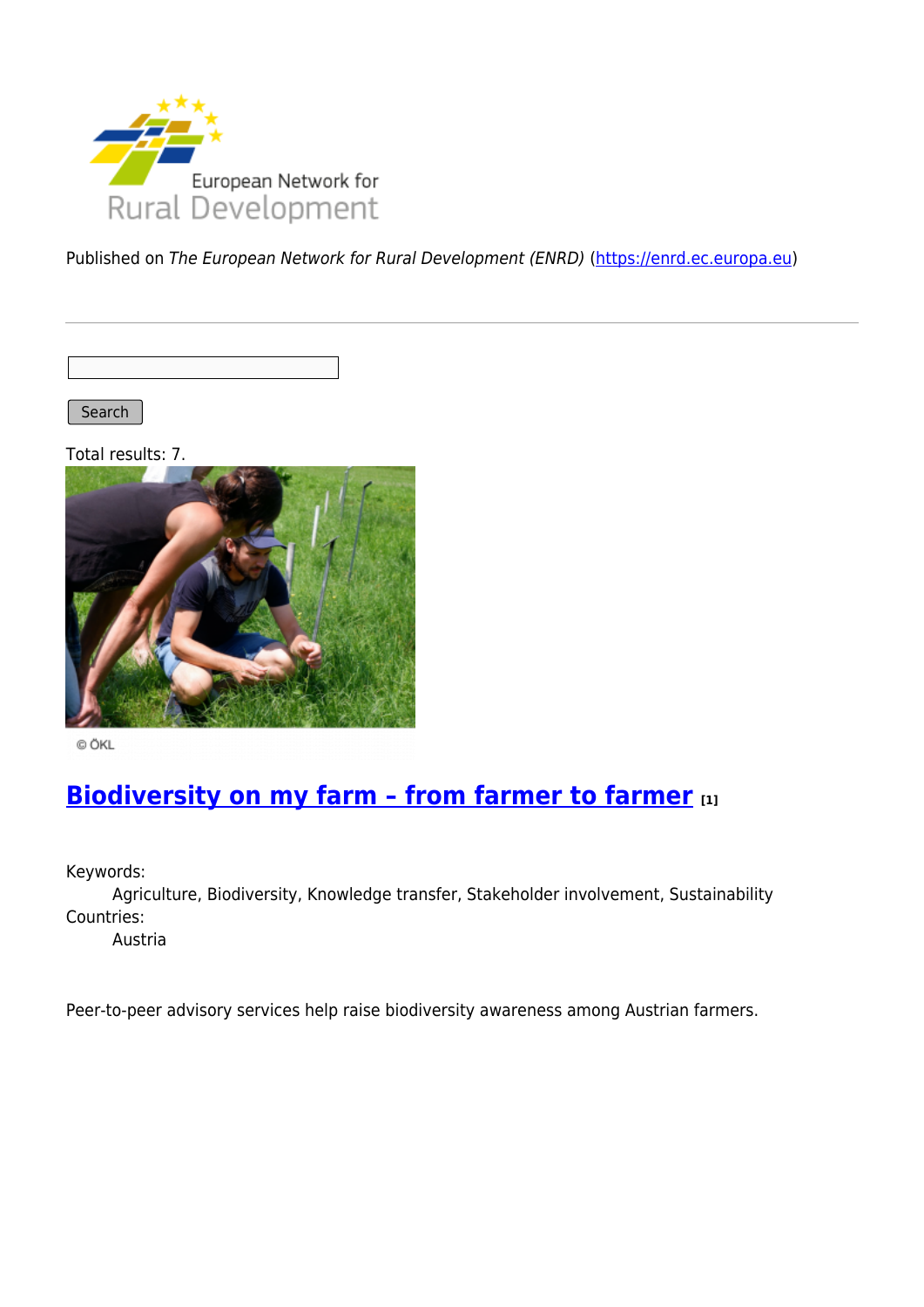Published on *The European Network for Rural Development (ENRD)* (https://enrd.ec.europa.eu)

Search

Total results: 7.

© ÖKL

## Biodiversity on my farm – from farmer to farmer [1]

Keywords:
Agriculture, Biodiversity, Knowledge transfer, Stakeholder involvement, Sustainability

Countries:
Austria

Peer-to-peer advisory services help raise biodiversity awareness among Austrian farmers.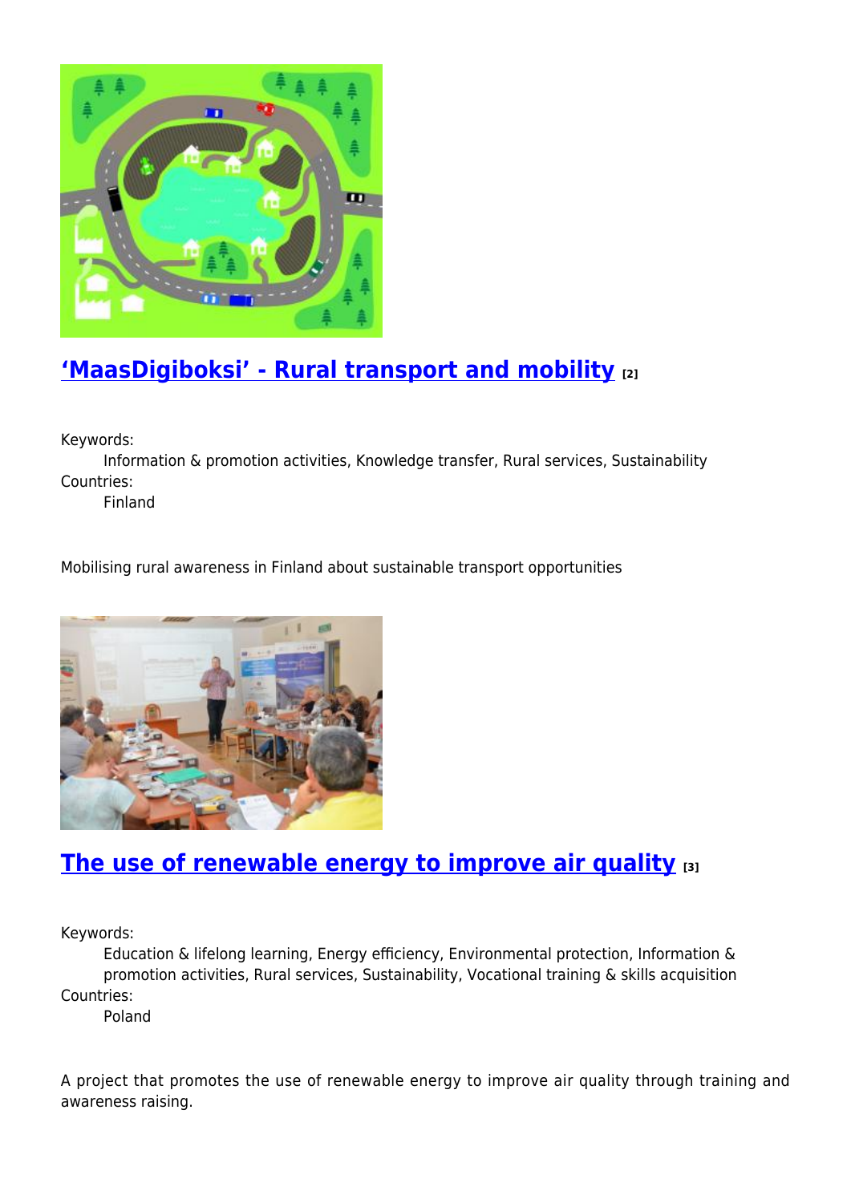## ‘MaasDigiboksi’ - Rural transport and mobility [2]

Keywords:
Information & promotion activities, Knowledge transfer, Rural services, Sustainability
Countries:
Finland

Mobilising rural awareness in Finland about sustainable transport opportunities

## The use of renewable energy to improve air quality [3]

Keywords:
Education & lifelong learning, Energy efficiency, Environmental protection, Information & promotion activities, Rural services, Sustainability, Vocational training & skills acquisition
Countries:
Poland

A project that promotes the use of renewable energy to improve air quality through training and awareness raising.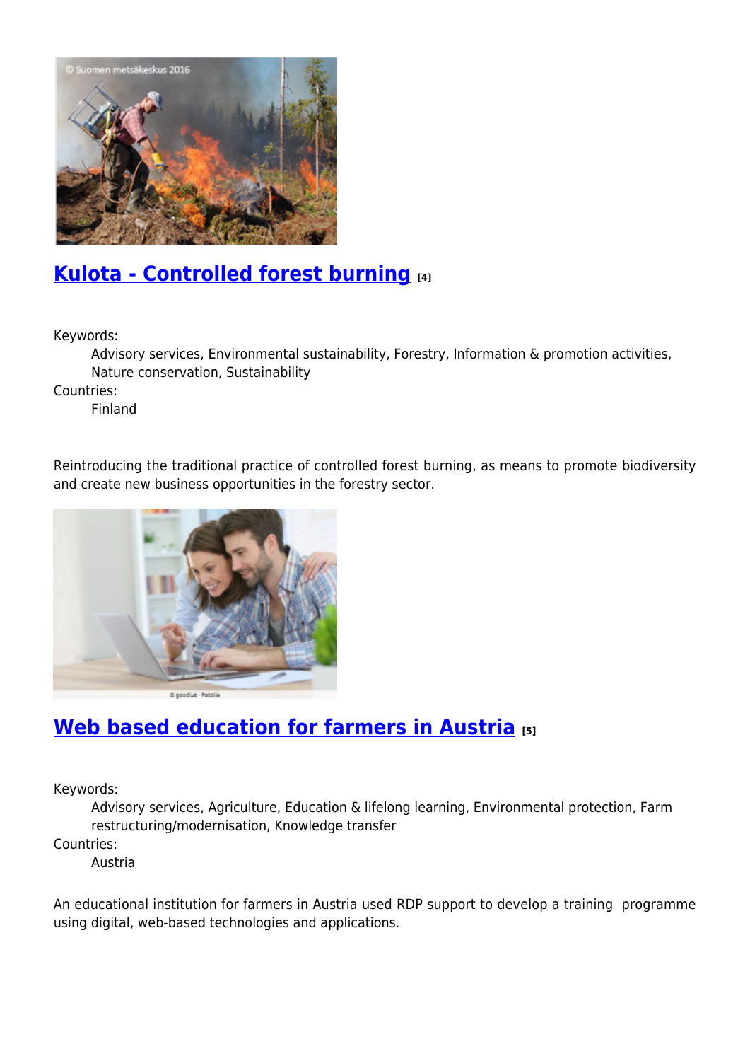## [Kulota - Controlled forest burning]() [4]

Keywords:
: Advisory services, Environmental sustainability, Forestry, Information & promotion activities, Nature conservation, Sustainability

Countries:
: Finland

Reintroducing the traditional practice of controlled forest burning, as means to promote biodiversity and create new business opportunities in the forestry sector.

## [Web based education for farmers in Austria]() [5]

Keywords:
: Advisory services, Agriculture, Education & lifelong learning, Environmental protection, Farm restructuring/modernisation, Knowledge transfer

Countries:
: Austria

An educational institution for farmers in Austria used RDP support to develop a training programme using digital, web-based technologies and applications.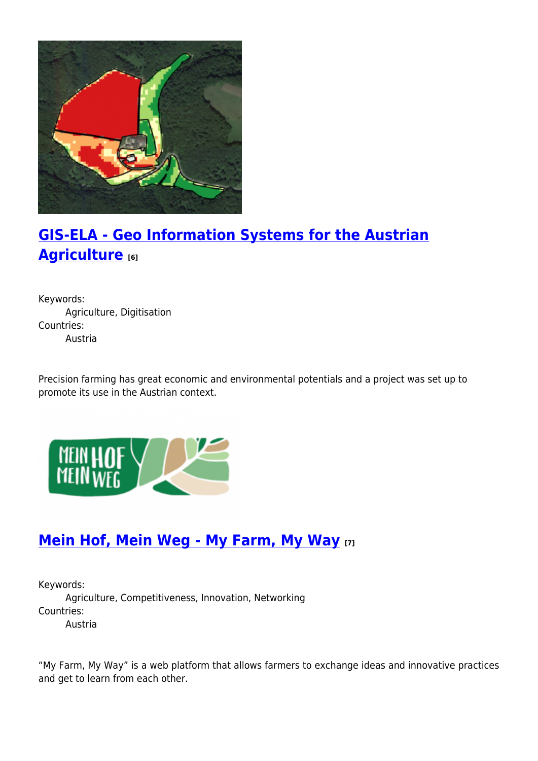## GIS-ELA - Geo Information Systems for the Austrian Agriculture [6]

Keywords:
Agriculture, Digitisation
Countries:
Austria

Precision farming has great economic and environmental potentials and a project was set up to promote its use in the Austrian context.

## Mein Hof, Mein Weg - My Farm, My Way [7]

Keywords:
Agriculture, Competitiveness, Innovation, Networking
Countries:
Austria

“My Farm, My Way” is a web platform that allows farmers to exchange ideas and innovative practices and get to learn from each other.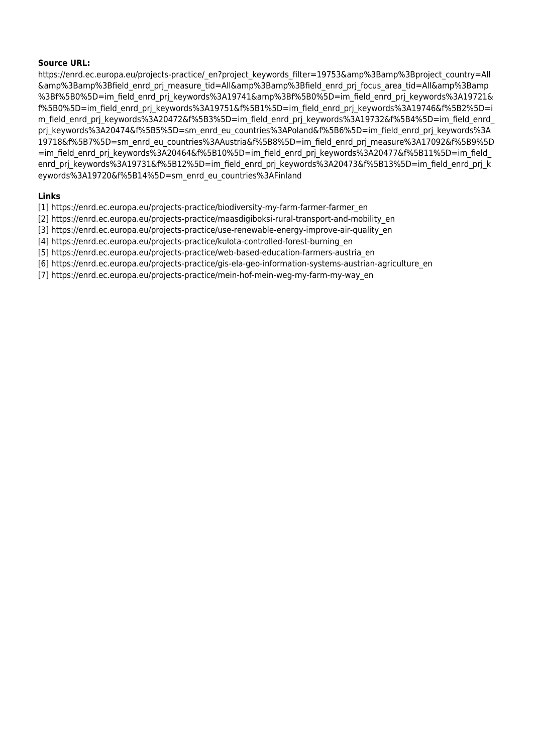**Source URL:**
https://enrd.ec.europa.eu/projects-practice/_en?project_keywords_filter=19753&amp%3Bamp%3Bproject_country=All&amp%3Bamp%3Bfield_enrd_prj_measure_tid=All&amp%3Bamp%3Bfield_enrd_prj_focus_area_tid=All&amp%3Bamp%3Bf%5B0%5D=im_field_enrd_prj_keywords%3A19741&amp%3Bf%5B0%5D=im_field_enrd_prj_keywords%3A19721&f%5B0%5D=im_field_enrd_prj_keywords%3A19751&f%5B1%5D=im_field_enrd_prj_keywords%3A19746&f%5B2%5D=im_field_enrd_prj_keywords%3A20472&f%5B3%5D=im_field_enrd_prj_keywords%3A19732&f%5B4%5D=im_field_enrd_prj_keywords%3A20474&f%5B5%5D=sm_enrd_eu_countries%3APoland&f%5B6%5D=im_field_enrd_prj_keywords%3A19718&f%5B7%5D=sm_enrd_eu_countries%3AAustria&f%5B8%5D=im_field_enrd_prj_measure%3A17092&f%5B9%5D=im_field_enrd_prj_keywords%3A20464&f%5B10%5D=im_field_enrd_prj_keywords%3A20477&f%5B11%5D=im_field_enrd_prj_keywords%3A19731&f%5B12%5D=im_field_enrd_prj_keywords%3A20473&f%5B13%5D=im_field_enrd_prj_keywords%3A19720&f%5B14%5D=sm_enrd_eu_countries%3AFinland

**Links**

[1] https://enrd.ec.europa.eu/projects-practice/biodiversity-my-farm-farmer-farmer_en
[2] https://enrd.ec.europa.eu/projects-practice/maasdigiboksi-rural-transport-and-mobility_en
[3] https://enrd.ec.europa.eu/projects-practice/use-renewable-energy-improve-air-quality_en
[4] https://enrd.ec.europa.eu/projects-practice/kulota-controlled-forest-burning_en
[5] https://enrd.ec.europa.eu/projects-practice/web-based-education-farmers-austria_en
[6] https://enrd.ec.europa.eu/projects-practice/gis-ela-geo-information-systems-austrian-agriculture_en
[7] https://enrd.ec.europa.eu/projects-practice/mein-hof-mein-weg-my-farm-my-way_en